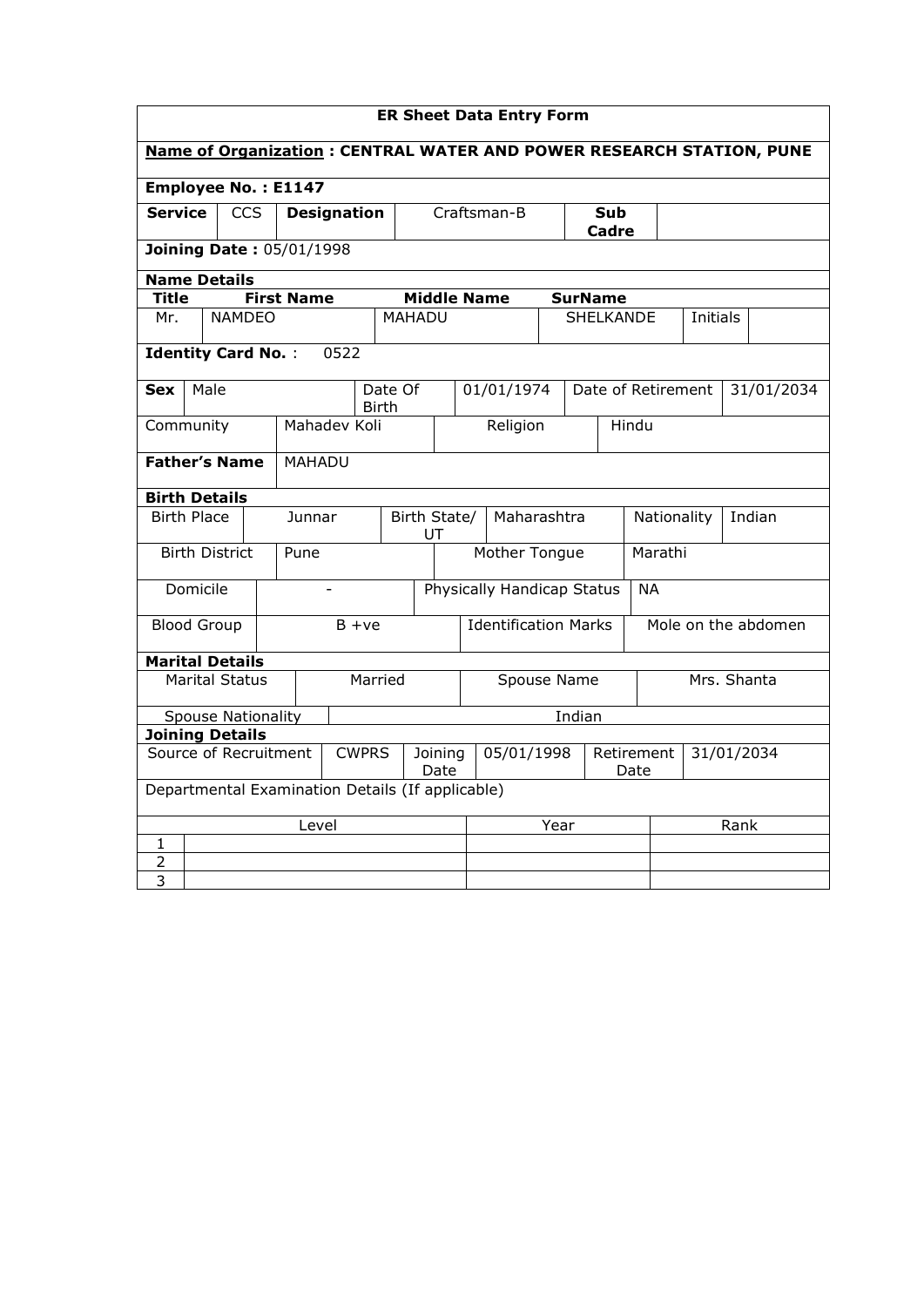**ER Sheet Data Entry Form**

**Name of Organization : CENTRAL WATER AND POWER RESEARCH STATION, PUNE**

**Employee No. : E1147**

| **Service** | CCS | **Designation** | Craftsman-B | **Sub Cadre** | |
|---|---|---|---|---|---|

**Joining Date :** 05/01/1998

**Name Details**

| **Title** | **First Name** | **Middle Name** | **SurName** | | |
|---|---|---|---|---|---|
| Mr. | NAMDEO | MAHADU | SHELKANDE | Initials | |

**Identity Card No.** : 0522

| **Sex** | Male | Date Of Birth | 01/01/1974 | Date of Retirement | 31/01/2034 |
|---|---|---|---|---|---|
| Community | Mahadev Koli | Religion | Hindu | | |

| **Father's Name** | MAHADU |
|---|---|

**Birth Details**

| Birth Place | Junnar | Birth State/ UT | Maharashtra | Nationality | Indian |
|---|---|---|---|---|---|
| Birth District | Pune | Mother Tongue | Marathi | | |
| Domicile | - | Physically Handicap Status | NA | | |
| Blood Group | B +ve | Identification Marks | Mole on the abdomen | | |

**Marital Details**

| Marital Status | Married | Spouse Name | Mrs. Shanta |
|---|---|---|---|
| Spouse Nationality | Indian | | |

**Joining Details**

| Source of Recruitment | CWPRS | Joining Date | 05/01/1998 | Retirement Date | 31/01/2034 |
|---|---|---|---|---|---|

Departmental Examination Details (If applicable)

| | Level | Year | Rank |
|---|---|---|---|
| 1 | | | |
| 2 | | | |
| 3 | | | |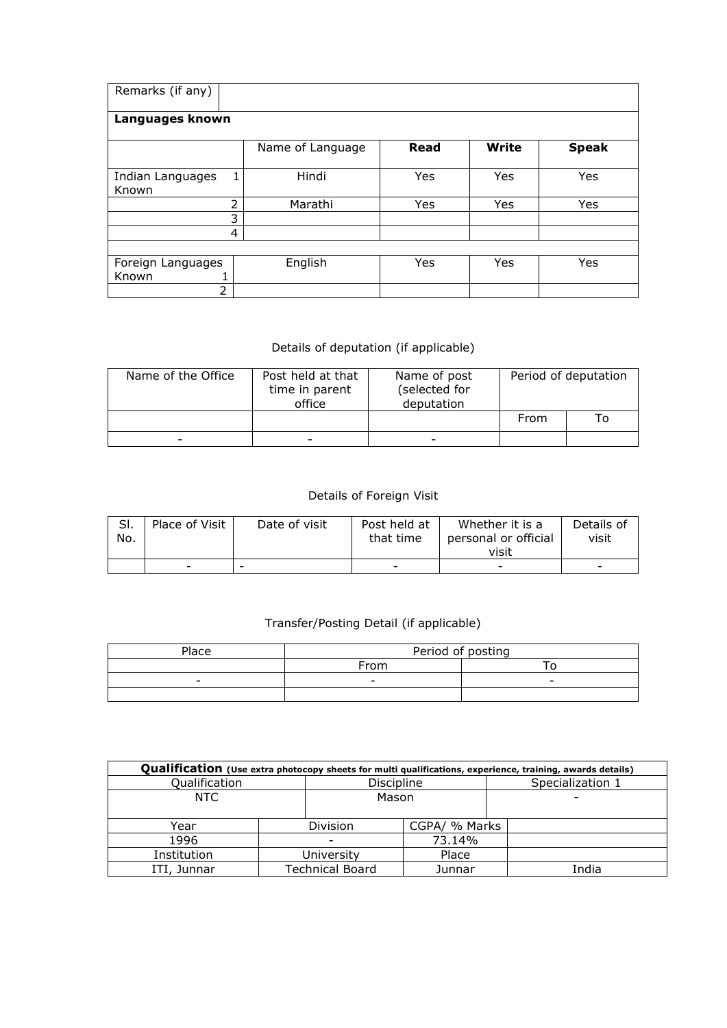| Remarks (if any) | | | | |
|---|---|---|---|---|
| **Languages known** | | | | |
| | Name of Language | **Read** | **Write** | **Speak** |
| Indian Languages Known 1 | Hindi | Yes | Yes | Yes |
| 2 | Marathi | Yes | Yes | Yes |
| 3 | | | | |
| 4 | | | | |
| | | | | |
| Foreign Languages Known 1 | English | Yes | Yes | Yes |
| 2 | | | | |

Details of deputation (if applicable)

| Name of the Office | Post held at that time in parent office | Name of post (selected for deputation | Period of deputation | |
|---|---|---|---|---|
| | | | From | To |
| - | - | - | | |

Details of Foreign Visit

| Sl. No. | Place of Visit | Date of visit | Post held at that time | Whether it is a personal or official visit | Details of visit |
|---|---|---|---|---|---|
| | - | - | - | - | - |

Transfer/Posting Detail (if applicable)

| Place | Period of posting | |
|---|---|---|
| | From | To |
| - | - | - |
| | | |

| **Qualification** (Use extra photocopy sheets for multi qualifications, experience, training, awards details) | | | |
|---|---|---|---|
| Qualification | Discipline | | Specialization 1 |
| NTC | Mason | | - |
| Year | Division | CGPA/ % Marks | |
| 1996 | - | 73.14% | |
| Institution | University | Place | |
| ITI, Junnar | Technical Board | Junnar | India |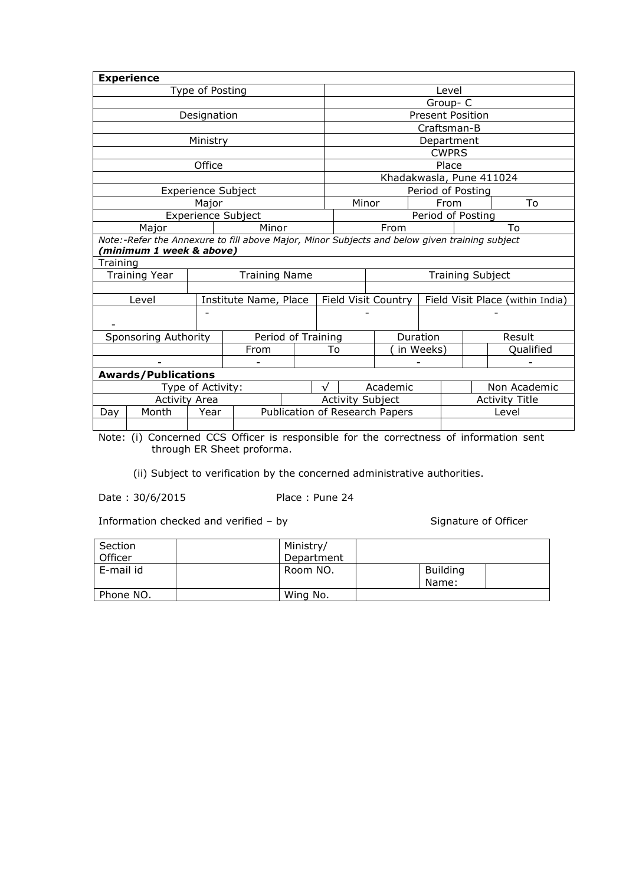| **Experience** | | | |
|---|---|---|---|
| Type of Posting | | Level | |
| | | Group- C | |
| Designation | | Present Position | |
| | | Craftsman-B | |
| Ministry | | Department | |
| | | CWPRS | |
| Office | | Place | |
| | | Khadakwasla, Pune 411024 | |
| Experience Subject | | Period of Posting | |
| Major | Minor | From | To |
| Experience Subject | | Period of Posting | |
| Major | Minor | From | To |

*Note:-Refer the Annexure to fill above Major, Minor Subjects and below given training subject* ***(minimum 1 week & above)***

| Training | | | | | | |
|---|---|---|---|---|---|---|
| Training Year | Training Name | | | Training Subject | | |
| | | | | | | |
| Level | Institute Name, Place | | Field Visit Country | | Field Visit Place (within India) | |
| - | - | | - | | - | |
| Sponsoring Authority | Period of Training | | Duration | Result | | |
| | From | To | ( in Weeks) | | Qualified | |
| - | - | | - | | - | |

| **Awards/Publications** | | | | | | |
|---|---|---|---|---|---|---|
| Type of Activity: | | | √ | Academic | | Non Academic |
| Activity Area | | | Activity Subject | | Activity Title | |
| Day | Month | Year | Publication of Research Papers | | Level | |
| | | | | | | |

Note: (i) Concerned CCS Officer is responsible for the correctness of information sent through ER Sheet proforma.

(ii) Subject to verification by the concerned administrative authorities.

Date : 30/6/2015 Place : Pune 24

Information checked and verified – by Signature of Officer

| | | | | | |
|---|---|---|---|---|---|
| Section Officer | | Ministry/ Department | | | |
| E-mail id | | Room NO. | | Building Name: | |
| Phone NO. | | Wing No. | | | |